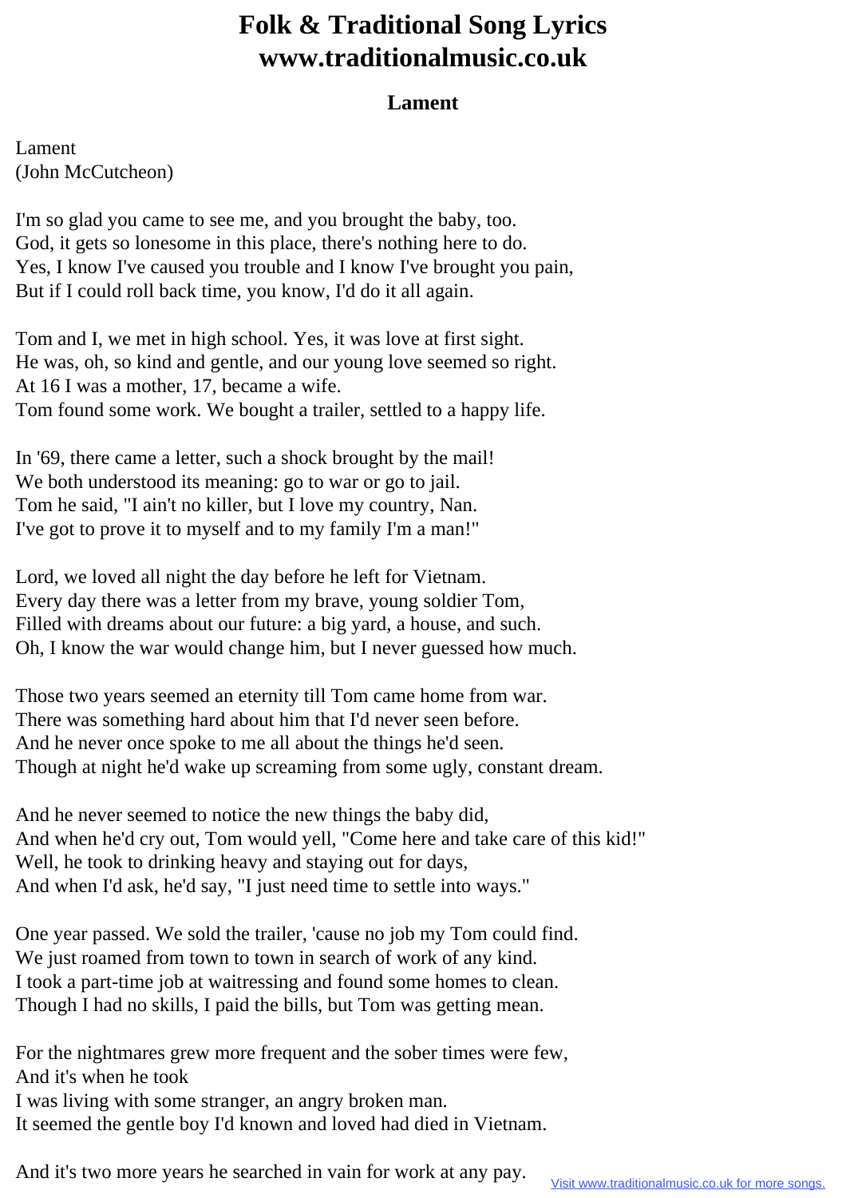# Folk & Traditional Song Lyrics www.traditionalmusic.co.uk

## Lament

Lament
(John McCutcheon)

I'm so glad you came to see me, and you brought the baby, too.
God, it gets so lonesome in this place, there's nothing here to do.
Yes, I know I've caused you trouble and I know I've brought you pain,
But if I could roll back time, you know, I'd do it all again.

Tom and I, we met in high school. Yes, it was love at first sight.
He was, oh, so kind and gentle, and our young love seemed so right.
At 16 I was a mother, 17, became a wife.
Tom found some work. We bought a trailer, settled to a happy life.

In '69, there came a letter, such a shock brought by the mail!
We both understood its meaning: go to war or go to jail.
Tom he said, "I ain't no killer, but I love my country, Nan.
I've got to prove it to myself and to my family I'm a man!"

Lord, we loved all night the day before he left for Vietnam.
Every day there was a letter from my brave, young soldier Tom,
Filled with dreams about our future: a big yard, a house, and such.
Oh, I know the war would change him, but I never guessed how much.

Those two years seemed an eternity till Tom came home from war.
There was something hard about him that I'd never seen before.
And he never once spoke to me all about the things he'd seen.
Though at night he'd wake up screaming from some ugly, constant dream.

And he never seemed to notice the new things the baby did,
And when he'd cry out, Tom would yell, "Come here and take care of this kid!"
Well, he took to drinking heavy and staying out for days,
And when I'd ask, he'd say, "I just need time to settle into ways."

One year passed. We sold the trailer, 'cause no job my Tom could find.
We just roamed from town to town in search of work of any kind.
I took a part-time job at waitressing and found some homes to clean.
Though I had no skills, I paid the bills, but Tom was getting mean.

For the nightmares grew more frequent and the sober times were few,
And it's when he took
I was living with some stranger, an angry broken man.
It seemed the gentle boy I'd known and loved had died in Vietnam.

And it's two more years he searched in vain for work at any pay.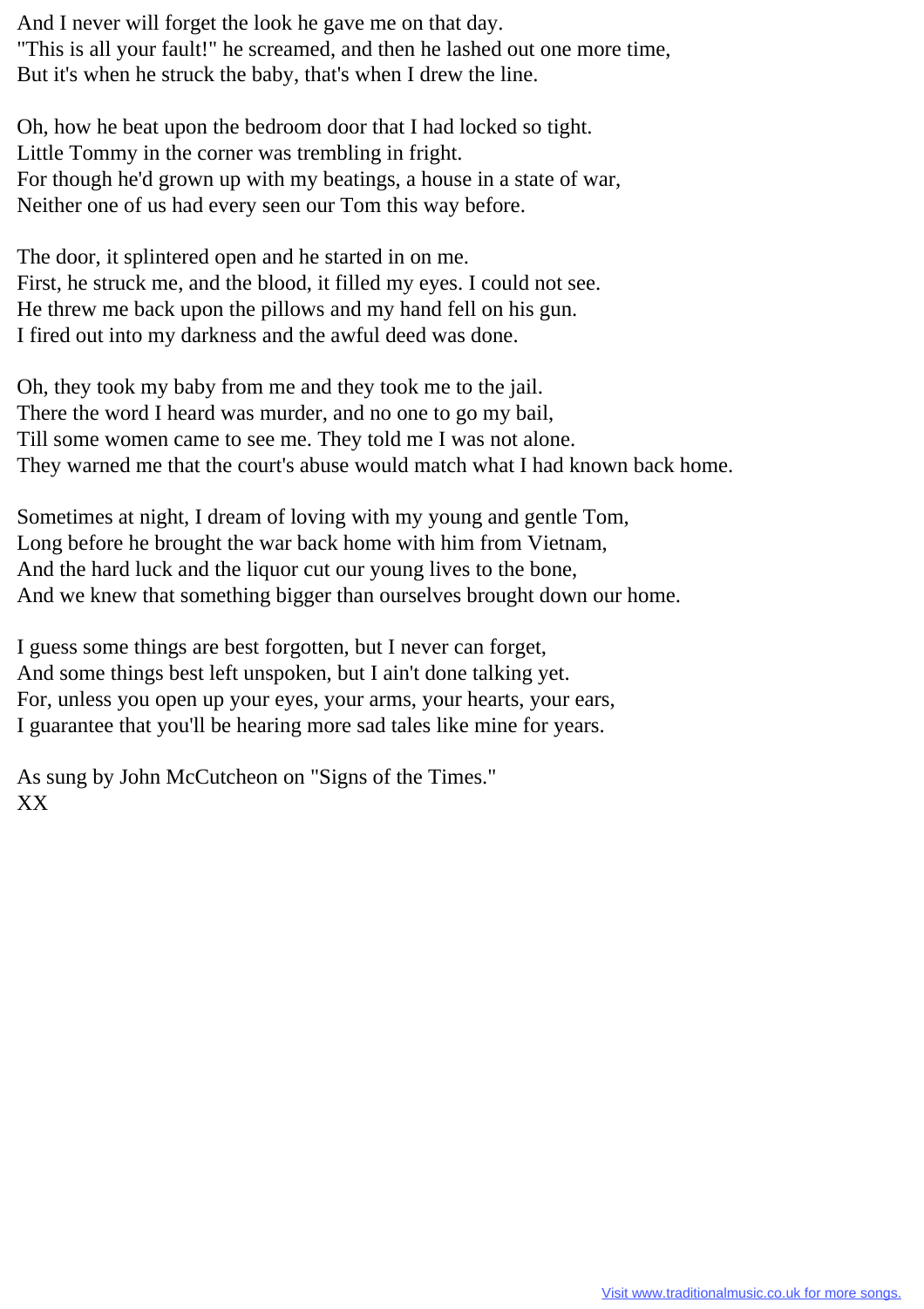And I never will forget the look he gave me on that day.
"This is all your fault!" he screamed, and then he lashed out one more time,
But it's when he struck the baby, that's when I drew the line.

Oh, how he beat upon the bedroom door that I had locked so tight.
Little Tommy in the corner was trembling in fright.
For though he'd grown up with my beatings, a house in a state of war,
Neither one of us had every seen our Tom this way before.

The door, it splintered open and he started in on me.
First, he struck me, and the blood, it filled my eyes. I could not see.
He threw me back upon the pillows and my hand fell on his gun.
I fired out into my darkness and the awful deed was done.

Oh, they took my baby from me and they took me to the jail.
There the word I heard was murder, and no one to go my bail,
Till some women came to see me. They told me I was not alone.
They warned me that the court's abuse would match what I had known back home.

Sometimes at night, I dream of loving with my young and gentle Tom,
Long before he brought the war back home with him from Vietnam,
And the hard luck and the liquor cut our young lives to the bone,
And we knew that something bigger than ourselves brought down our home.

I guess some things are best forgotten, but I never can forget,
And some things best left unspoken, but I ain't done talking yet.
For, unless you open up your eyes, your arms, your hearts, your ears,
I guarantee that you'll be hearing more sad tales like mine for years.

As sung by John McCutcheon on "Signs of the Times."
XX